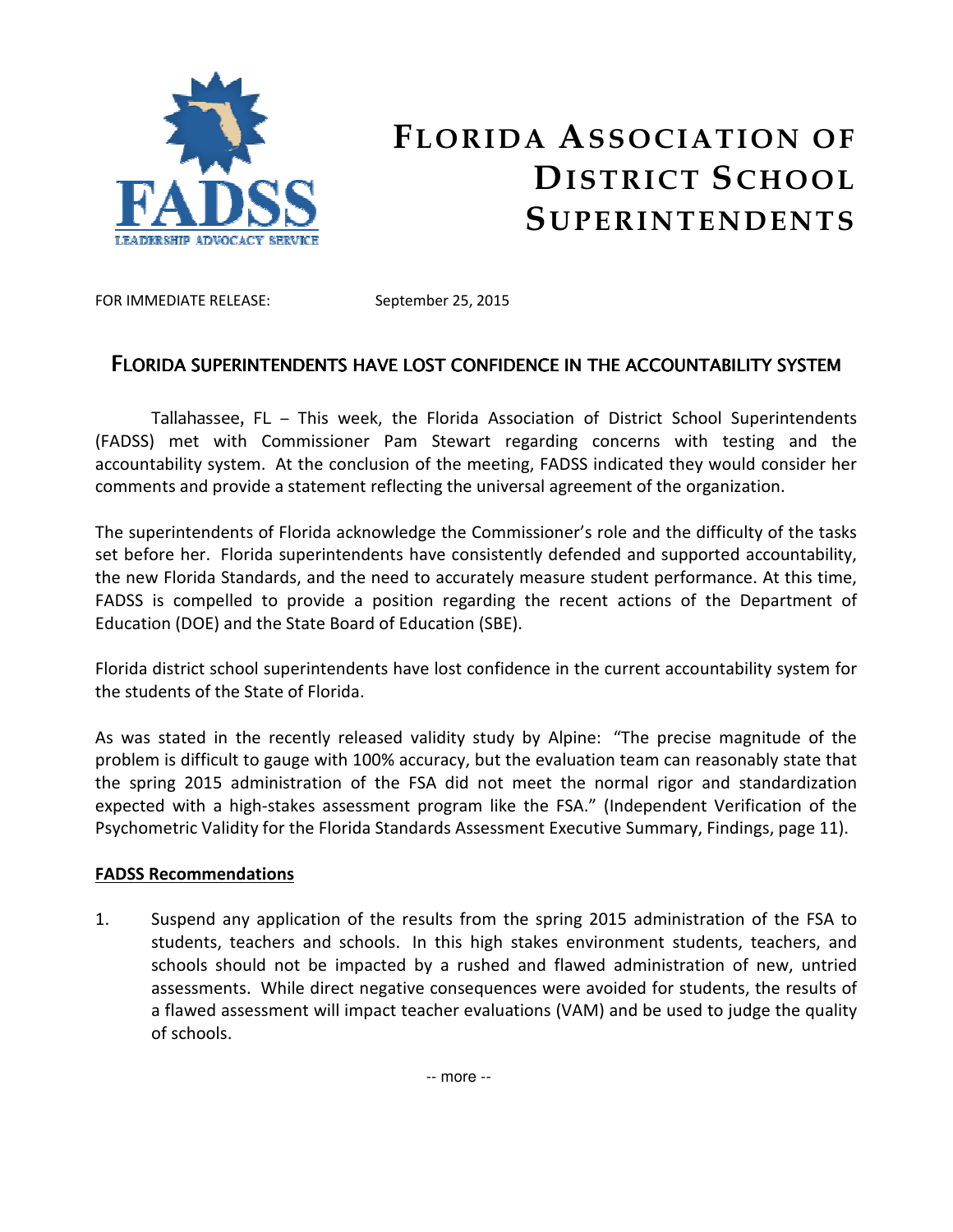# FLORIDA ASSOCIATION OF DISTRICT SCHOOL SUPERINTENDENTS

FADSS

LEADERSHIP ADVOCACY SERVICE

FOR IMMEDIATE RELEASE: September 25, 2015

## FLORIDA SUPERINTENDENTS HAVE LOST CONFIDENCE IN THE ACCOUNTABILITY SYSTEM

Tallahassee, FL – This week, the Florida Association of District School Superintendents (FADSS) met with Commissioner Pam Stewart regarding concerns with testing and the accountability system. At the conclusion of the meeting, FADSS indicated they would consider her comments and provide a statement reflecting the universal agreement of the organization.

The superintendents of Florida acknowledge the Commissioner's role and the difficulty of the tasks set before her. Florida superintendents have consistently defended and supported accountability, the new Florida Standards, and the need to accurately measure student performance. At this time, FADSS is compelled to provide a position regarding the recent actions of the Department of Education (DOE) and the State Board of Education (SBE).

Florida district school superintendents have lost confidence in the current accountability system for the students of the State of Florida.

As was stated in the recently released validity study by Alpine: "The precise magnitude of the problem is difficult to gauge with 100% accuracy, but the evaluation team can reasonably state that the spring 2015 administration of the FSA did not meet the normal rigor and standardization expected with a high-stakes assessment program like the FSA." (Independent Verification of the Psychometric Validity for the Florida Standards Assessment Executive Summary, Findings, page 11).

**FADSS Recommendations**

1. Suspend any application of the results from the spring 2015 administration of the FSA to students, teachers and schools. In this high stakes environment students, teachers, and schools should not be impacted by a rushed and flawed administration of new, untried assessments. While direct negative consequences were avoided for students, the results of a flawed assessment will impact teacher evaluations (VAM) and be used to judge the quality of schools.

-- more --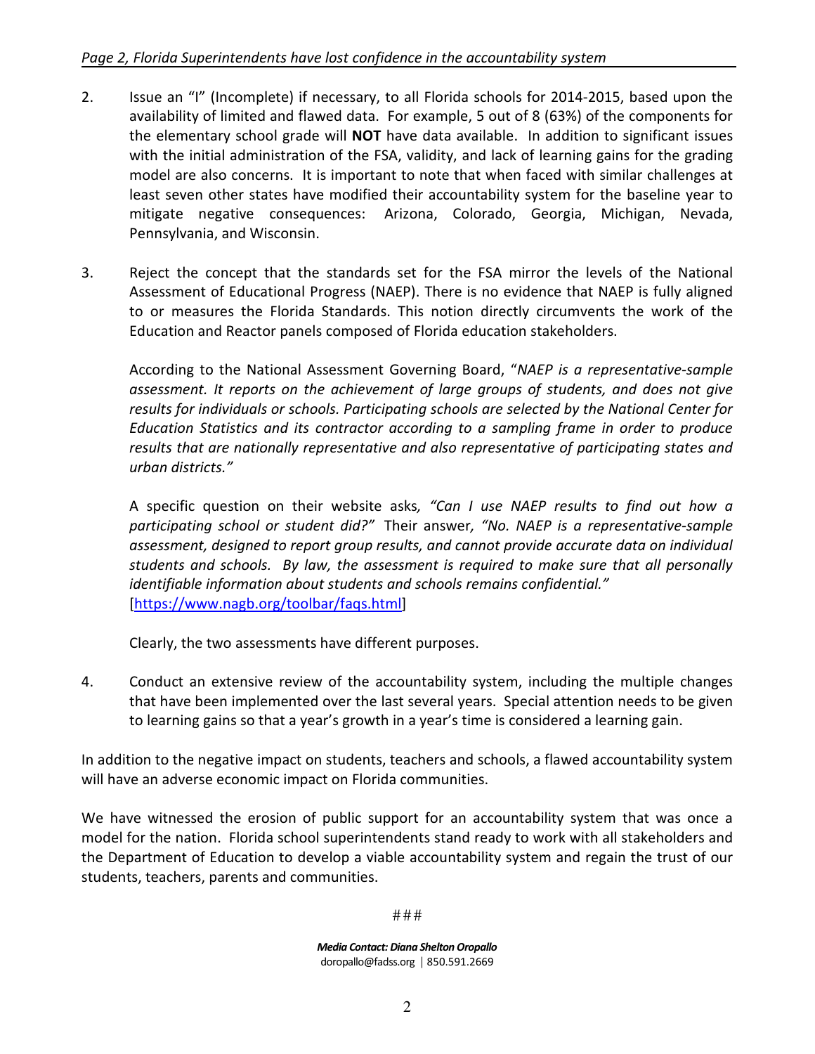2. Issue an "I" (Incomplete) if necessary, to all Florida schools for 2014-2015, based upon the availability of limited and flawed data. For example, 5 out of 8 (63%) of the components for the elementary school grade will **NOT** have data available. In addition to significant issues with the initial administration of the FSA, validity, and lack of learning gains for the grading model are also concerns. It is important to note that when faced with similar challenges at least seven other states have modified their accountability system for the baseline year to mitigate negative consequences: Arizona, Colorado, Georgia, Michigan, Nevada, Pennsylvania, and Wisconsin.

3. Reject the concept that the standards set for the FSA mirror the levels of the National Assessment of Educational Progress (NAEP). There is no evidence that NAEP is fully aligned to or measures the Florida Standards. This notion directly circumvents the work of the Education and Reactor panels composed of Florida education stakeholders.

   According to the National Assessment Governing Board, "*NAEP is a representative-sample assessment. It reports on the achievement of large groups of students, and does not give results for individuals or schools. Participating schools are selected by the National Center for Education Statistics and its contractor according to a sampling frame in order to produce results that are nationally representative and also representative of participating states and urban districts."*

   A specific question on their website asks*, "Can I use NAEP results to find out how a participating school or student did?"* Their answer*, "No. NAEP is a representative-sample assessment, designed to report group results, and cannot provide accurate data on individual students and schools. By law, the assessment is required to make sure that all personally identifiable information about students and schools remains confidential."*
   [https://www.nagb.org/toolbar/faqs.html]

   Clearly, the two assessments have different purposes.

4. Conduct an extensive review of the accountability system, including the multiple changes that have been implemented over the last several years. Special attention needs to be given to learning gains so that a year's growth in a year's time is considered a learning gain.

In addition to the negative impact on students, teachers and schools, a flawed accountability system will have an adverse economic impact on Florida communities.

We have witnessed the erosion of public support for an accountability system that was once a model for the nation. Florida school superintendents stand ready to work with all stakeholders and the Department of Education to develop a viable accountability system and regain the trust of our students, teachers, parents and communities.

###

***Media Contact: Diana Shelton Oropallo***
doropallo@fadss.org | 850.591.2669